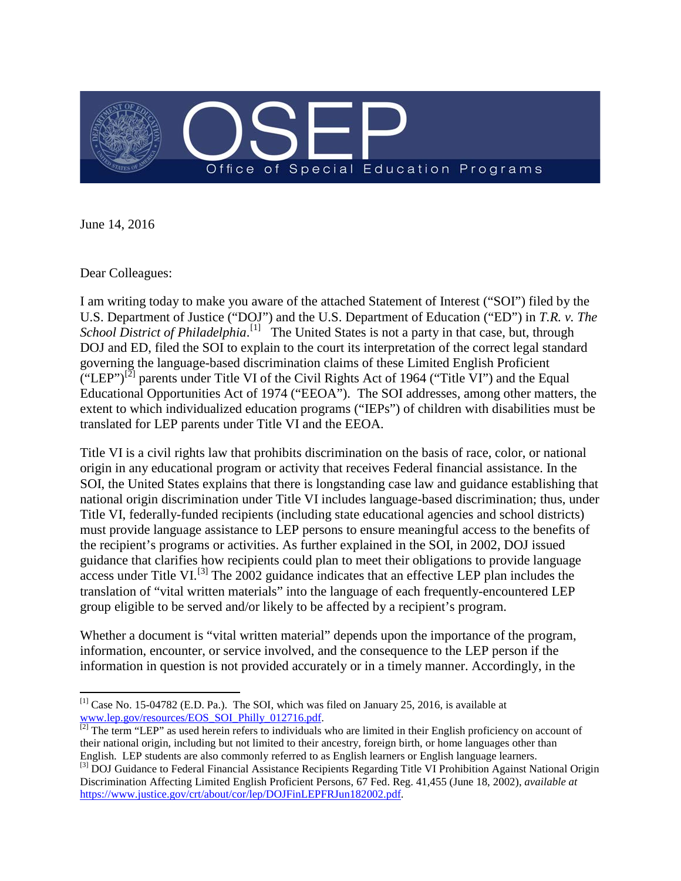# OSEP

Office of Special Education Programs

June 14, 2016

Dear Colleagues:

I am writing today to make you aware of the attached Statement of Interest ("SOI") filed by the U.S. Department of Justice ("DOJ") and the U.S. Department of Education ("ED") in *T.R. v. The School District of Philadelphia*.[1] The United States is not a party in that case, but, through DOJ and ED, filed the SOI to explain to the court its interpretation of the correct legal standard governing the language-based discrimination claims of these Limited English Proficient ("LEP")[2] parents under Title VI of the Civil Rights Act of 1964 ("Title VI") and the Equal Educational Opportunities Act of 1974 ("EEOA"). The SOI addresses, among other matters, the extent to which individualized education programs ("IEPs") of children with disabilities must be translated for LEP parents under Title VI and the EEOA.

Title VI is a civil rights law that prohibits discrimination on the basis of race, color, or national origin in any educational program or activity that receives Federal financial assistance. In the SOI, the United States explains that there is longstanding case law and guidance establishing that national origin discrimination under Title VI includes language-based discrimination; thus, under Title VI, federally-funded recipients (including state educational agencies and school districts) must provide language assistance to LEP persons to ensure meaningful access to the benefits of the recipient's programs or activities. As further explained in the SOI, in 2002, DOJ issued guidance that clarifies how recipients could plan to meet their obligations to provide language access under Title VI.[3] The 2002 guidance indicates that an effective LEP plan includes the translation of "vital written materials" into the language of each frequently-encountered LEP group eligible to be served and/or likely to be affected by a recipient's program.

Whether a document is "vital written material" depends upon the importance of the program, information, encounter, or service involved, and the consequence to the LEP person if the information in question is not provided accurately or in a timely manner. Accordingly, in the

---

[1] Case No. 15-04782 (E.D. Pa.). The SOI, which was filed on January 25, 2016, is available at www.lep.gov/resources/EOS_SOI_Philly_012716.pdf.

[2] The term "LEP" as used herein refers to individuals who are limited in their English proficiency on account of their national origin, including but not limited to their ancestry, foreign birth, or home languages other than English. LEP students are also commonly referred to as English learners or English language learners.

[3] DOJ Guidance to Federal Financial Assistance Recipients Regarding Title VI Prohibition Against National Origin Discrimination Affecting Limited English Proficient Persons, 67 Fed. Reg. 41,455 (June 18, 2002), *available at* https://www.justice.gov/crt/about/cor/lep/DOJFinLEPFRJun182002.pdf.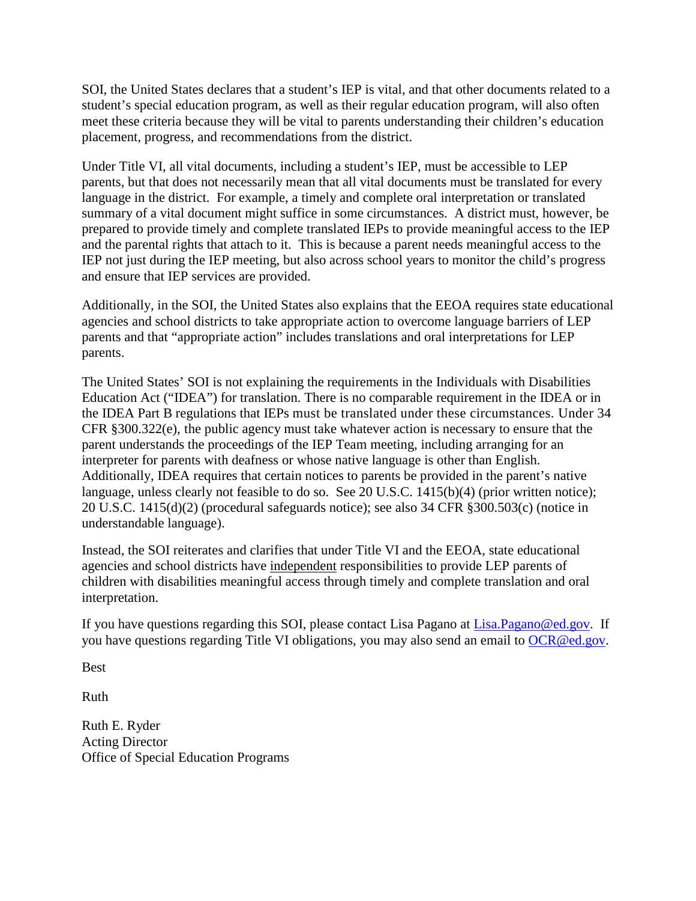SOI, the United States declares that a student's IEP is vital, and that other documents related to a student's special education program, as well as their regular education program, will also often meet these criteria because they will be vital to parents understanding their children's education placement, progress, and recommendations from the district.

Under Title VI, all vital documents, including a student's IEP, must be accessible to LEP parents, but that does not necessarily mean that all vital documents must be translated for every language in the district. For example, a timely and complete oral interpretation or translated summary of a vital document might suffice in some circumstances. A district must, however, be prepared to provide timely and complete translated IEPs to provide meaningful access to the IEP and the parental rights that attach to it. This is because a parent needs meaningful access to the IEP not just during the IEP meeting, but also across school years to monitor the child's progress and ensure that IEP services are provided.

Additionally, in the SOI, the United States also explains that the EEOA requires state educational agencies and school districts to take appropriate action to overcome language barriers of LEP parents and that "appropriate action" includes translations and oral interpretations for LEP parents.

The United States' SOI is not explaining the requirements in the Individuals with Disabilities Education Act ("IDEA") for translation. There is no comparable requirement in the IDEA or in the IDEA Part B regulations that IEPs must be translated under these circumstances. Under 34 CFR §300.322(e), the public agency must take whatever action is necessary to ensure that the parent understands the proceedings of the IEP Team meeting, including arranging for an interpreter for parents with deafness or whose native language is other than English. Additionally, IDEA requires that certain notices to parents be provided in the parent's native language, unless clearly not feasible to do so. See 20 U.S.C. 1415(b)(4) (prior written notice); 20 U.S.C. 1415(d)(2) (procedural safeguards notice); see also 34 CFR §300.503(c) (notice in understandable language).

Instead, the SOI reiterates and clarifies that under Title VI and the EEOA, state educational agencies and school districts have <u>independent</u> responsibilities to provide LEP parents of children with disabilities meaningful access through timely and complete translation and oral interpretation.

If you have questions regarding this SOI, please contact Lisa Pagano at Lisa.Pagano@ed.gov. If you have questions regarding Title VI obligations, you may also send an email to OCR@ed.gov.

Best

Ruth

Ruth E. Ryder
Acting Director
Office of Special Education Programs